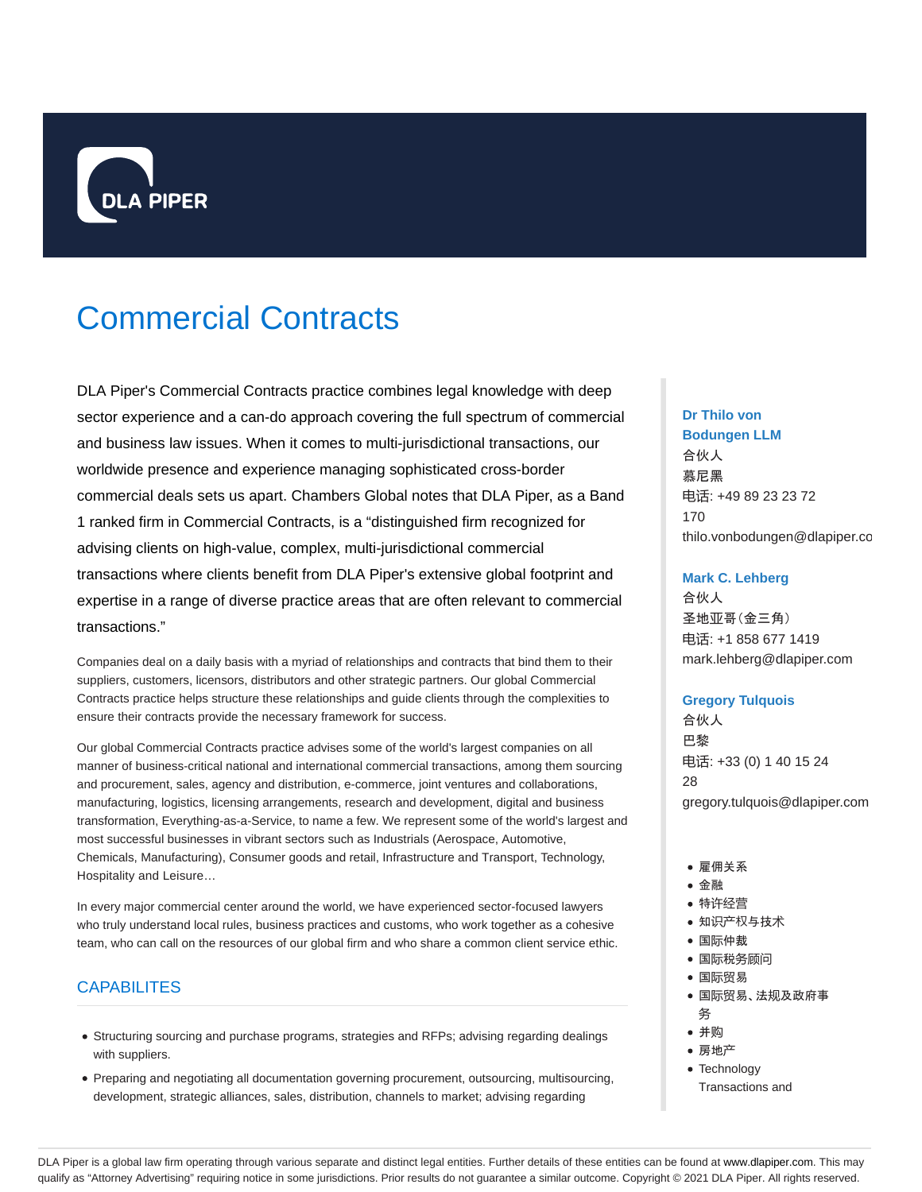# Commercial Contracts

DLA Piper's Commercial Contracts practice combines legal knowledge with deep sector experience and a can-do approach covering the full spectrum of commercial and business law issues. When it comes to multi-jurisdictional transactions, our worldwide presence and experience managing sophisticated cross-border commercial deals sets us apart. Chambers Global notes that DLA Piper, as a Band 1 ranked firm in Commercial Contracts, is a "distinguished firm recognized for advising clients on high-value, complex, multi-jurisdictional commercial transactions where clients benefit from DLA Piper's extensive global footprint and expertise in a range of diverse practice areas that are often relevant to commercial transactions."

Companies deal on a daily basis with a myriad of relationships and contracts that bind them to their suppliers, customers, licensors, distributors and other strategic partners. Our global Commercial Contracts practice helps structure these relationships and guide clients through the complexities to ensure their contracts provide the necessary framework for success.

Our global Commercial Contracts practice advises some of the world's largest companies on all manner of business-critical national and international commercial transactions, among them sourcing and procurement, sales, agency and distribution, e-commerce, joint ventures and collaborations, manufacturing, logistics, licensing arrangements, research and development, digital and business transformation, Everything-as-a-Service, to name a few. We represent some of the world's largest and most successful businesses in vibrant sectors such as Industrials (Aerospace, Automotive, Chemicals, Manufacturing), Consumer goods and retail, Infrastructure and Transport, Technology, Hospitality and Leisure…

In every major commercial center around the world, we have experienced sector-focused lawyers who truly understand local rules, business practices and customs, who work together as a cohesive team, who can call on the resources of our global firm and who share a common client service ethic.

## CAPABILITES

- Structuring sourcing and purchase programs, strategies and RFPs; advising regarding dealings with suppliers.
- Preparing and negotiating all documentation governing procurement, outsourcing, multisourcing, development, strategic alliances, sales, distribution, channels to market; advising regarding

**Dr Thilo von Bodungen LLM**
合伙人
慕尼黑
电话: +49 89 23 23 72 170
thilo.vonbodungen@dlapiper.co

**Mark C. Lehberg**
合伙人
圣地亚哥(金三角)
电话: +1 858 677 1419
mark.lehberg@dlapiper.com

**Gregory Tulquois**
合伙人
巴黎
电话: +33 (0) 1 40 15 24 28
gregory.tulquois@dlapiper.com

- 雇佣关系
- 金融
- 特许经营
- 知识产权与技术
- 国际仲裁
- 国际税务顾问
- 国际贸易
- 国际贸易、法规及政府事务
- 并购
- 房地产
- Technology Transactions and

DLA Piper is a global law firm operating through various separate and distinct legal entities. Further details of these entities can be found at www.dlapiper.com. This may qualify as "Attorney Advertising" requiring notice in some jurisdictions. Prior results do not guarantee a similar outcome. Copyright © 2021 DLA Piper. All rights reserved.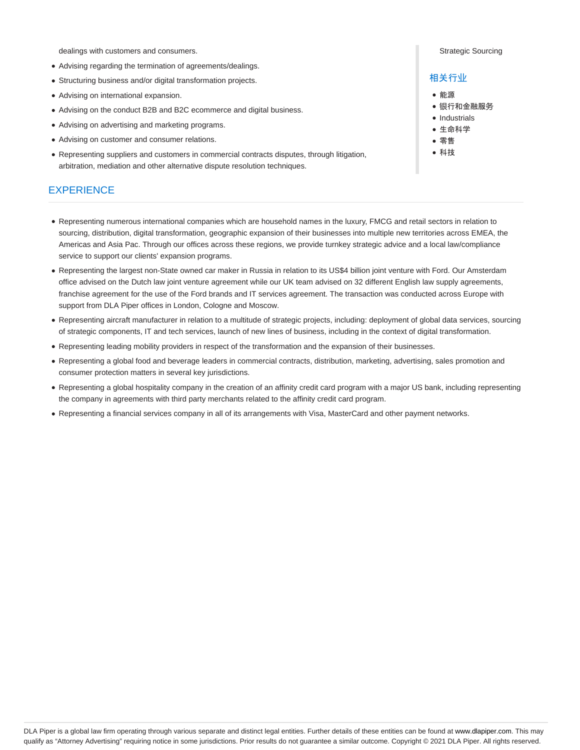dealings with customers and consumers.

- Advising regarding the termination of agreements/dealings.
- Structuring business and/or digital transformation projects.
- Advising on international expansion.
- Advising on the conduct B2B and B2C ecommerce and digital business.
- Advising on advertising and marketing programs.
- Advising on customer and consumer relations.
- Representing suppliers and customers in commercial contracts disputes, through litigation, arbitration, mediation and other alternative dispute resolution techniques.

Strategic Sourcing

## 相关行业

- 能源
- 银行和金融服务
- Industrials
- 生命科学
- 零售
- 科技

## EXPERIENCE

- Representing numerous international companies which are household names in the luxury, FMCG and retail sectors in relation to sourcing, distribution, digital transformation, geographic expansion of their businesses into multiple new territories across EMEA, the Americas and Asia Pac. Through our offices across these regions, we provide turnkey strategic advice and a local law/compliance service to support our clients' expansion programs.
- Representing the largest non-State owned car maker in Russia in relation to its US$4 billion joint venture with Ford. Our Amsterdam office advised on the Dutch law joint venture agreement while our UK team advised on 32 different English law supply agreements, franchise agreement for the use of the Ford brands and IT services agreement. The transaction was conducted across Europe with support from DLA Piper offices in London, Cologne and Moscow.
- Representing aircraft manufacturer in relation to a multitude of strategic projects, including: deployment of global data services, sourcing of strategic components, IT and tech services, launch of new lines of business, including in the context of digital transformation.
- Representing leading mobility providers in respect of the transformation and the expansion of their businesses.
- Representing a global food and beverage leaders in commercial contracts, distribution, marketing, advertising, sales promotion and consumer protection matters in several key jurisdictions.
- Representing a global hospitality company in the creation of an affinity credit card program with a major US bank, including representing the company in agreements with third party merchants related to the affinity credit card program.
- Representing a financial services company in all of its arrangements with Visa, MasterCard and other payment networks.

DLA Piper is a global law firm operating through various separate and distinct legal entities. Further details of these entities can be found at www.dlapiper.com. This may qualify as "Attorney Advertising" requiring notice in some jurisdictions. Prior results do not guarantee a similar outcome. Copyright © 2021 DLA Piper. All rights reserved.